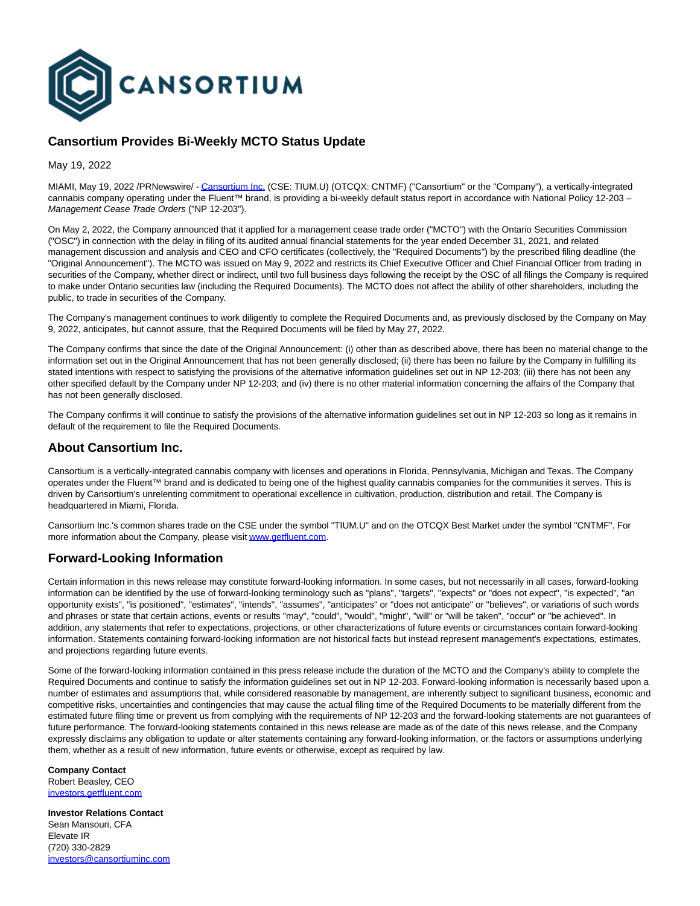# Cansortium Provides Bi-Weekly MCTO Status Update

May 19, 2022

MIAMI, May 19, 2022 /PRNewswire/ - Cansortium Inc. (CSE: TIUM.U) (OTCQX: CNTMF) ("Cansortium" or the "Company"), a vertically-integrated cannabis company operating under the Fluent™ brand, is providing a bi-weekly default status report in accordance with National Policy 12-203 – *Management Cease Trade Orders* ("NP 12-203").

On May 2, 2022, the Company announced that it applied for a management cease trade order ("MCTO") with the Ontario Securities Commission ("OSC") in connection with the delay in filing of its audited annual financial statements for the year ended December 31, 2021, and related management discussion and analysis and CEO and CFO certificates (collectively, the "Required Documents") by the prescribed filing deadline (the "Original Announcement"). The MCTO was issued on May 9, 2022 and restricts its Chief Executive Officer and Chief Financial Officer from trading in securities of the Company, whether direct or indirect, until two full business days following the receipt by the OSC of all filings the Company is required to make under Ontario securities law (including the Required Documents). The MCTO does not affect the ability of other shareholders, including the public, to trade in securities of the Company.

The Company's management continues to work diligently to complete the Required Documents and, as previously disclosed by the Company on May 9, 2022, anticipates, but cannot assure, that the Required Documents will be filed by May 27, 2022.

The Company confirms that since the date of the Original Announcement: (i) other than as described above, there has been no material change to the information set out in the Original Announcement that has not been generally disclosed; (ii) there has been no failure by the Company in fulfilling its stated intentions with respect to satisfying the provisions of the alternative information guidelines set out in NP 12-203; (iii) there has not been any other specified default by the Company under NP 12-203; and (iv) there is no other material information concerning the affairs of the Company that has not been generally disclosed.

The Company confirms it will continue to satisfy the provisions of the alternative information guidelines set out in NP 12-203 so long as it remains in default of the requirement to file the Required Documents.

## About Cansortium Inc.

Cansortium is a vertically-integrated cannabis company with licenses and operations in Florida, Pennsylvania, Michigan and Texas. The Company operates under the Fluent™ brand and is dedicated to being one of the highest quality cannabis companies for the communities it serves. This is driven by Cansortium's unrelenting commitment to operational excellence in cultivation, production, distribution and retail. The Company is headquartered in Miami, Florida.

Cansortium Inc.'s common shares trade on the CSE under the symbol "TIUM.U" and on the OTCQX Best Market under the symbol "CNTMF". For more information about the Company, please visit www.getfluent.com.

## Forward-Looking Information

Certain information in this news release may constitute forward-looking information. In some cases, but not necessarily in all cases, forward-looking information can be identified by the use of forward-looking terminology such as "plans", "targets", "expects" or "does not expect", "is expected", "an opportunity exists", "is positioned", "estimates", "intends", "assumes", "anticipates" or "does not anticipate" or "believes", or variations of such words and phrases or state that certain actions, events or results "may", "could", "would", "might", "will" or "will be taken", "occur" or "be achieved". In addition, any statements that refer to expectations, projections, or other characterizations of future events or circumstances contain forward-looking information. Statements containing forward-looking information are not historical facts but instead represent management's expectations, estimates, and projections regarding future events.

Some of the forward-looking information contained in this press release include the duration of the MCTO and the Company's ability to complete the Required Documents and continue to satisfy the information guidelines set out in NP 12-203. Forward-looking information is necessarily based upon a number of estimates and assumptions that, while considered reasonable by management, are inherently subject to significant business, economic and competitive risks, uncertainties and contingencies that may cause the actual filing time of the Required Documents to be materially different from the estimated future filing time or prevent us from complying with the requirements of NP 12-203 and the forward-looking statements are not guarantees of future performance. The forward-looking statements contained in this news release are made as of the date of this news release, and the Company expressly disclaims any obligation to update or alter statements containing any forward-looking information, or the factors or assumptions underlying them, whether as a result of new information, future events or otherwise, except as required by law.

**Company Contact**
Robert Beasley, CEO
investors.getfluent.com

**Investor Relations Contact**
Sean Mansouri, CFA
Elevate IR
(720) 330-2829
investors@cansortiuminc.com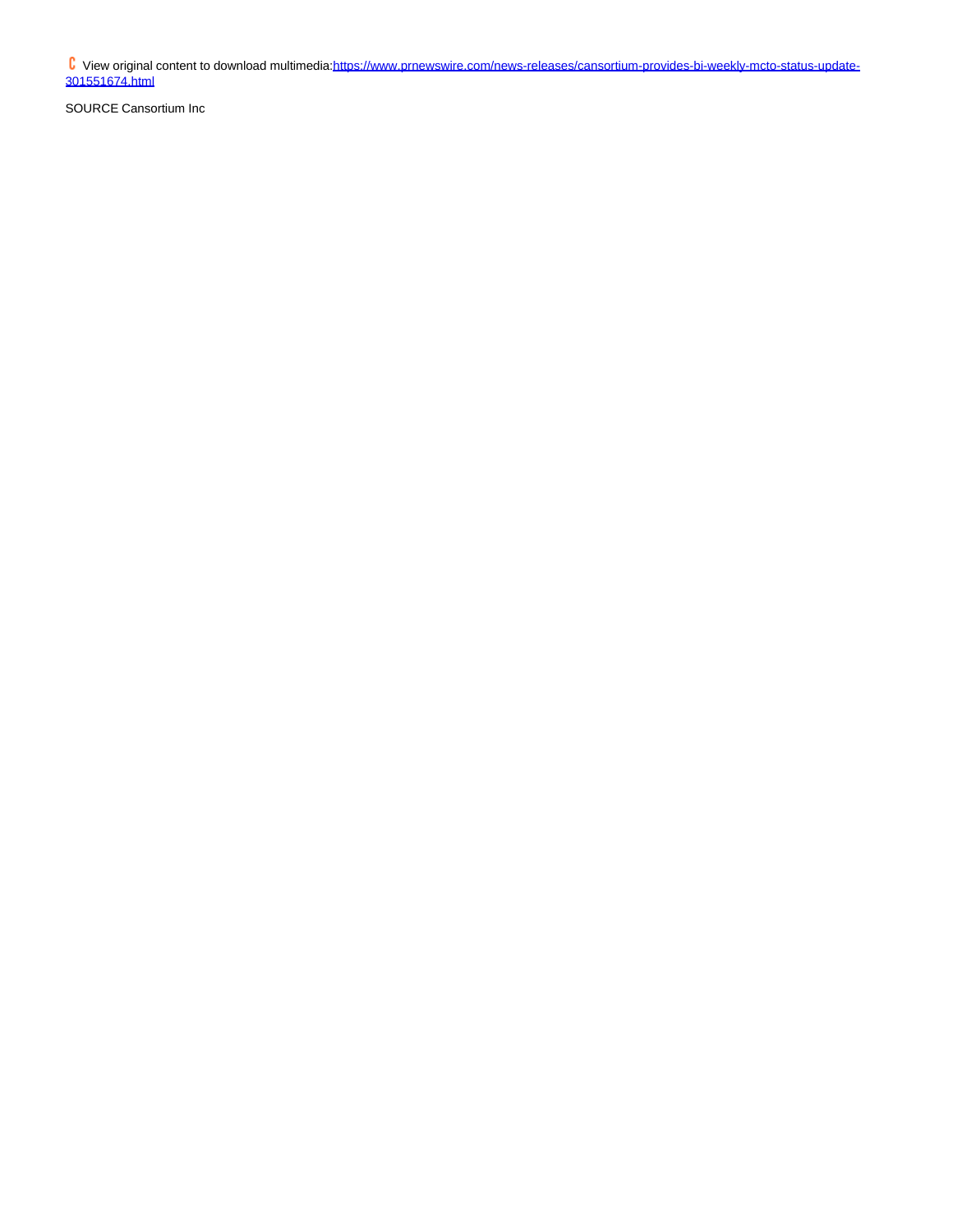View original content to download multimedia:https://www.prnewswire.com/news-releases/cansortium-provides-bi-weekly-mcto-status-update-301551674.html

SOURCE Cansortium Inc